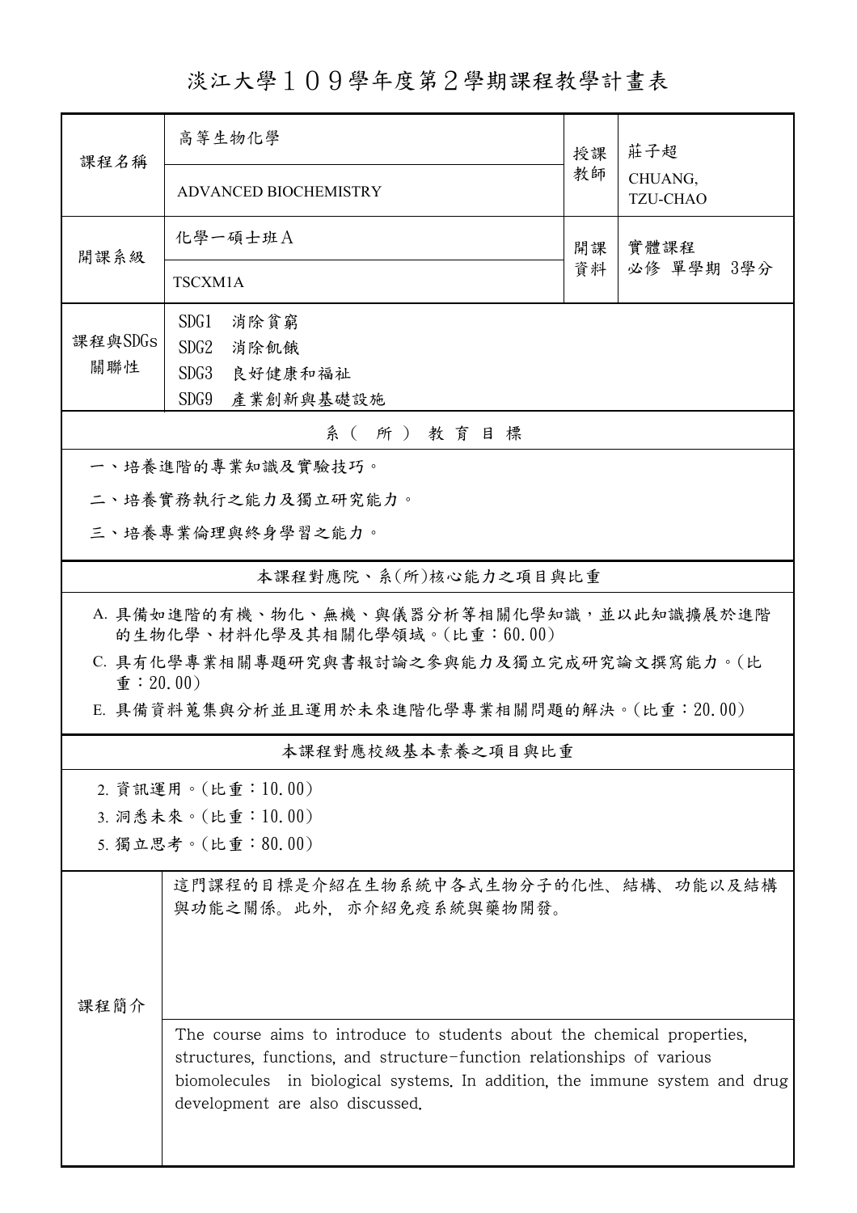# 淡江大學１０９學年度第２學期課程教學計畫表

| 課程名稱 | 高等生物化學 | 授課教師 | 莊子超 |
|---|---|---|---|
| | ADVANCED BIOCHEMISTRY | | CHUANG, TZU-CHAO |
| 開課系級 | 化學一碩士班Ａ | 開課資料 | 實體課程<br>必修 單學期 3學分 |
| | TSCXM1A | | |
| 課程與SDGs關聯性 | SDG1 消除貧窮<br>SDG2 消除飢餓<br>SDG3 良好健康和福祉<br>SDG9 產業創新與基礎設施 | | |

## 系（所）教育目標

一、培養進階的專業知識及實驗技巧。

二、培養實務執行之能力及獨立研究能力。

三、培養專業倫理與終身學習之能力。

## 本課程對應院、系(所)核心能力之項目與比重

A. 具備如進階的有機、物化、無機、與儀器分析等相關化學知識，並以此知識擴展於進階的生物化學、材料化學及其相關化學領域。(比重：60.00)

C. 具有化學專業相關專題研究與書報討論之參與能力及獨立完成研究論文撰寫能力。(比重：20.00)

E. 具備資料蒐集與分析並且運用於未來進階化學專業相關問題的解決。(比重：20.00)

## 本課程對應校級基本素養之項目與比重

2. 資訊運用。(比重：10.00)
3. 洞悉未來。(比重：10.00)
5. 獨立思考。(比重：80.00)

## 課程簡介

這門課程的目標是介紹在生物系統中各式生物分子的化性、結構、功能以及結構與功能之關係。此外，亦介紹免疫系統與藥物開發。

The course aims to introduce to students about the chemical properties, structures, functions, and structure-function relationships of various biomolecules in biological systems. In addition, the immune system and drug development are also discussed.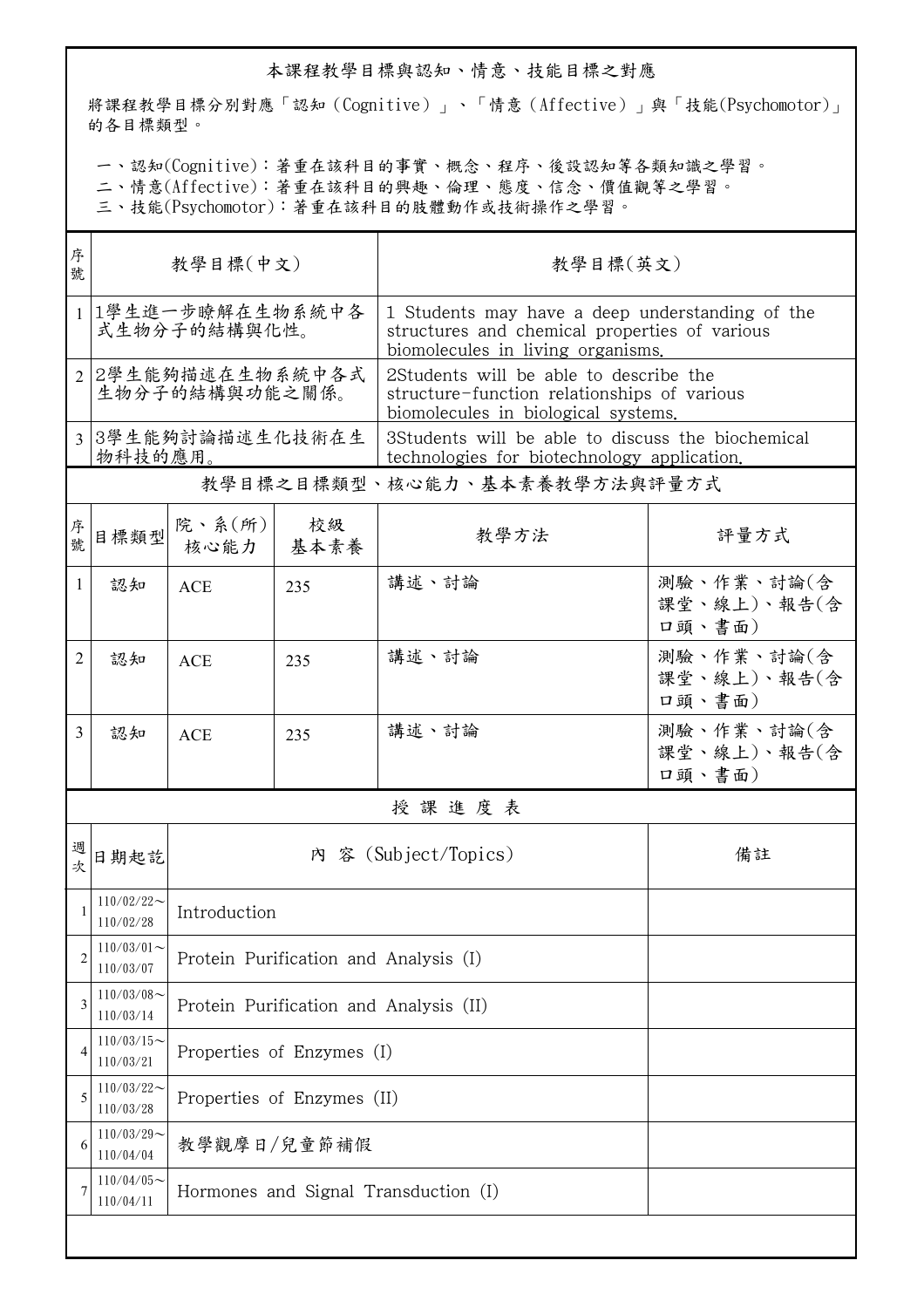## 本課程教學目標與認知、情意、技能目標之對應

將課程教學目標分別對應「認知（Cognitive）」、「情意（Affective）」與「技能(Psychomotor)」的各目標類型。

一、認知(Cognitive)：著重在該科目的事實、概念、程序、後設認知等各類知識之學習。
二、情意(Affective)：著重在該科目的興趣、倫理、態度、信念、價值觀等之學習。
三、技能(Psychomotor)：著重在該科目的肢體動作或技術操作之學習。

| 序號 | 教學目標(中文) | 教學目標(英文) |
|---|---|---|
| 1 | 1學生進一步瞭解在生物系統中各式生物分子的結構與化性。 | 1 Students may have a deep understanding of the structures and chemical properties of various biomolecules in living organisms. |
| 2 | 2學生能夠描述在生物系統中各式生物分子的結構與功能之關係。 | 2Students will be able to describe the structure-function relationships of various biomolecules in biological systems. |
| 3 | 3學生能夠討論描述生化技術在生物科技的應用。 | 3Students will be able to discuss the biochemical technologies for biotechnology application. |

## 教學目標之目標類型、核心能力、基本素養教學方法與評量方式

| 序號 | 目標類型 | 院、系(所)核心能力 | 校級基本素養 | 教學方法 | 評量方式 |
|---|---|---|---|---|---|
| 1 | 認知 | ACE | 235 | 講述、討論 | 測驗、作業、討論(含課堂、線上)、報告(含口頭、書面) |
| 2 | 認知 | ACE | 235 | 講述、討論 | 測驗、作業、討論(含課堂、線上)、報告(含口頭、書面) |
| 3 | 認知 | ACE | 235 | 講述、討論 | 測驗、作業、討論(含課堂、線上)、報告(含口頭、書面) |

## 授 課 進 度 表

| 週次 | 日期起訖 | 內 容 (Subject/Topics) | 備註 |
|---|---|---|---|
| 1 | 110/02/22～110/02/28 | Introduction | |
| 2 | 110/03/01～110/03/07 | Protein Purification and Analysis (I) | |
| 3 | 110/03/08～110/03/14 | Protein Purification and Analysis (II) | |
| 4 | 110/03/15～110/03/21 | Properties of Enzymes (I) | |
| 5 | 110/03/22～110/03/28 | Properties of Enzymes (II) | |
| 6 | 110/03/29～110/04/04 | 教學觀摩日/兒童節補假 | |
| 7 | 110/04/05～110/04/11 | Hormones and Signal Transduction (I) | |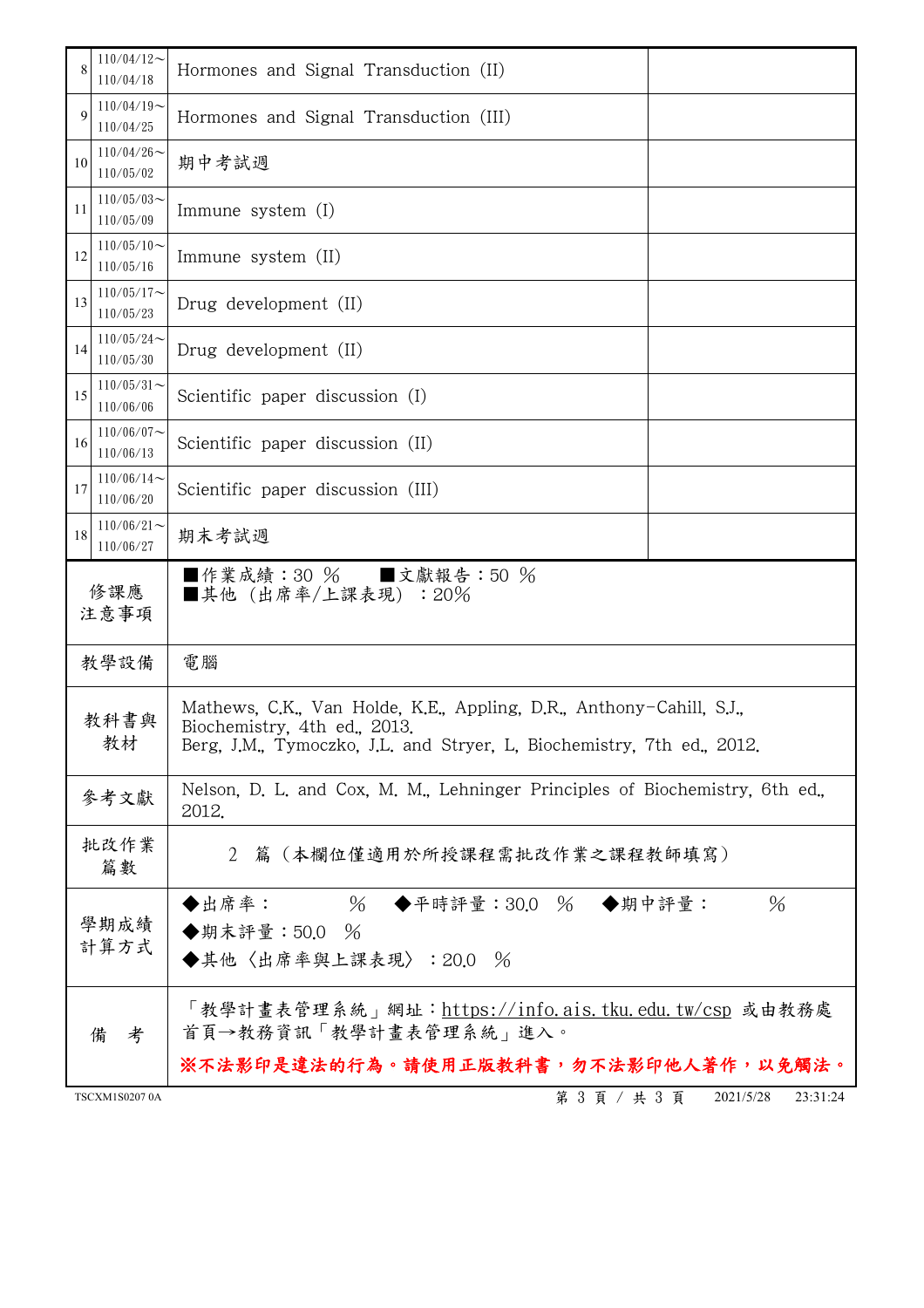| | | | |
|---|---|---|---|
| 8 | 110/04/12～<br>110/04/18 | Hormones and Signal Transduction (II) | |
| 9 | 110/04/19～<br>110/04/25 | Hormones and Signal Transduction (III) | |
| 10 | 110/04/26～<br>110/05/02 | 期中考試週 | |
| 11 | 110/05/03～<br>110/05/09 | Immune system (I) | |
| 12 | 110/05/10～<br>110/05/16 | Immune system (II) | |
| 13 | 110/05/17～<br>110/05/23 | Drug development (II) | |
| 14 | 110/05/24～<br>110/05/30 | Drug development (II) | |
| 15 | 110/05/31～<br>110/06/06 | Scientific paper discussion (I) | |
| 16 | 110/06/07～<br>110/06/13 | Scientific paper discussion (II) | |
| 17 | 110/06/14～<br>110/06/20 | Scientific paper discussion (III) | |
| 18 | 110/06/21～<br>110/06/27 | 期末考試週 | |

| | |
|---|---|
| 修課應注意事項 | ■作業成績：30 ％　■文獻報告：50 ％<br>■其他 (出席率/上課表現) ：20% |
| 教學設備 | 電腦 |
| 教科書與教材 | Mathews, C.K., Van Holde, K.E., Appling, D.R., Anthony-Cahill, S.J., Biochemistry, 4th ed., 2013.<br>Berg, J.M., Tymoczko, J.L. and Stryer, L, Biochemistry, 7th ed., 2012. |
| 參考文獻 | Nelson, D. L. and Cox, M. M., Lehninger Principles of Biochemistry, 6th ed., 2012. |
| 批改作業篇數 | 2 篇 (本欄位僅適用於所授課程需批改作業之課程教師填寫) |
| 學期成績計算方式 | ◆出席率：　　％　◆平時評量：30.0 ％　◆期中評量：　　％<br>◆期末評量：50.0 ％<br>◆其他〈出席率與上課表現〉：20.0 ％ |
| 備　考 | 「教學計畫表管理系統」網址：https://info.ais.tku.edu.tw/csp 或由教務處首頁→教務資訊「教學計畫表管理系統」進入。<br>**※不法影印是違法的行為。請使用正版教科書，勿不法影印他人著作，以免觸法。** |

TSCXM1S0207 0A　　2021/5/28　23:31:24